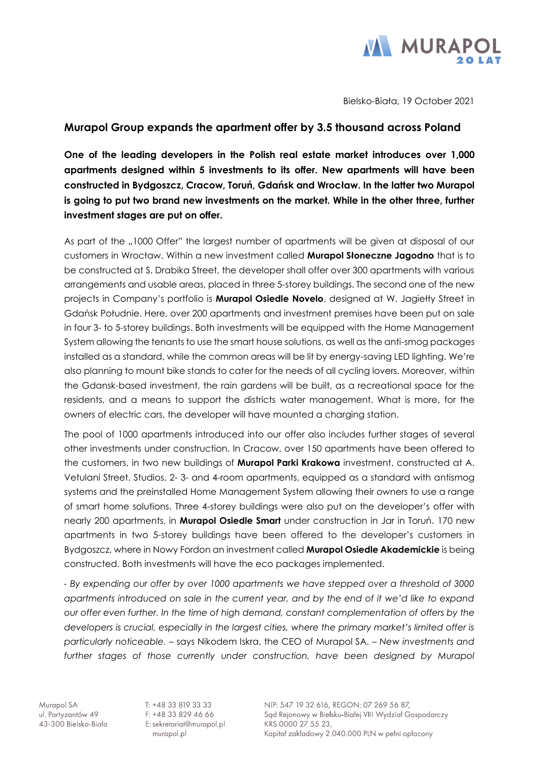Bielsko-Biała, 19 October 2021

## Murapol Group expands the apartment offer by 3.5 thousand across Poland

**One of the leading developers in the Polish real estate market introduces over 1,000 apartments designed within 5 investments to its offer. New apartments will have been constructed in Bydgoszcz, Cracow, Toruń, Gdańsk and Wrocław. In the latter two Murapol is going to put two brand new investments on the market. While in the other three, further investment stages are put on offer.**

As part of the „1000 Offer" the largest number of apartments will be given at disposal of our customers in Wrocław. Within a new investment called **Murapol Słoneczne Jagodno** that is to be constructed at S. Drabika Street, the developer shall offer over 300 apartments with various arrangements and usable areas, placed in three 5-storey buildings. The second one of the new projects in Company's portfolio is **Murapol Osiedle Novelo**, designed at W. Jagiełły Street in Gdańsk Południe. Here, over 200 apartments and investment premises have been put on sale in four 3- to 5-storey buildings. Both investments will be equipped with the Home Management System allowing the tenants to use the smart house solutions, as well as the anti-smog packages installed as a standard, while the common areas will be lit by energy-saving LED lighting. We're also planning to mount bike stands to cater for the needs of all cycling lovers. Moreover, within the Gdansk-based investment, the rain gardens will be built, as a recreational space for the residents, and a means to support the districts water management. What is more, for the owners of electric cars, the developer will have mounted a charging station.

The pool of 1000 apartments introduced into our offer also includes further stages of several other investments under construction. In Cracow, over 150 apartments have been offered to the customers, in two new buildings of **Murapol Parki Krakowa** investment, constructed at A. Vetulani Street. Studios, 2- 3- and 4-room apartments, equipped as a standard with antismog systems and the preinstalled Home Management System allowing their owners to use a range of smart home solutions. Three 4-storey buildings were also put on the developer's offer with nearly 200 apartments, in **Murapol Osiedle Smart** under construction in Jar in Toruń. 170 new apartments in two 5-storey buildings have been offered to the developer's customers in Bydgoszcz, where in Nowy Fordon an investment called **Murapol Osiedle Akademickie** is being constructed. Both investments will have the eco packages implemented.

*- By expending our offer by over 1000 apartments we have stepped over a threshold of 3000 apartments introduced on sale in the current year, and by the end of it we'd like to expand our offer even further. In the time of high demand, constant complementation of offers by the developers is crucial, especially in the largest cities, where the primary market's limited offer is particularly noticeable.* – says Nikodem Iskra, the CEO of Murapol SA. – *New investments and further stages of those currently under construction, have been designed by Murapol*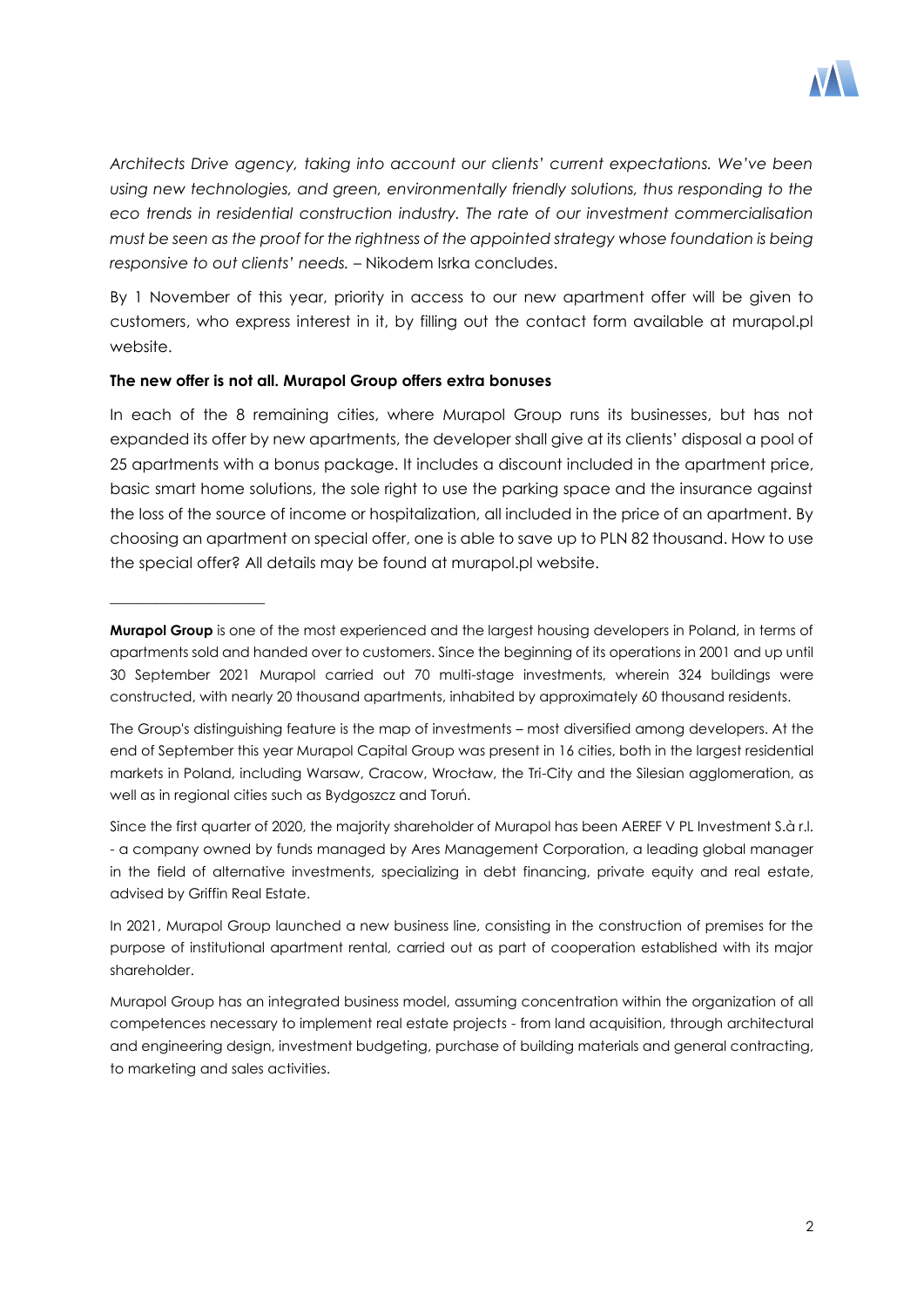*Architects Drive agency, taking into account our clients' current expectations. We've been using new technologies, and green, environmentally friendly solutions, thus responding to the eco trends in residential construction industry. The rate of our investment commercialisation must be seen as the proof for the rightness of the appointed strategy whose foundation is being responsive to out clients' needs.* – Nikodem Isrka concludes.

By 1 November of this year, priority in access to our new apartment offer will be given to customers, who express interest in it, by filling out the contact form available at murapol.pl website.

**The new offer is not all. Murapol Group offers extra bonuses**

In each of the 8 remaining cities, where Murapol Group runs its businesses, but has not expanded its offer by new apartments, the developer shall give at its clients' disposal a pool of 25 apartments with a bonus package. It includes a discount included in the apartment price, basic smart home solutions, the sole right to use the parking space and the insurance against the loss of the source of income or hospitalization, all included in the price of an apartment. By choosing an apartment on special offer, one is able to save up to PLN 82 thousand. How to use the special offer? All details may be found at murapol.pl website.

---

**Murapol Group** is one of the most experienced and the largest housing developers in Poland, in terms of apartments sold and handed over to customers. Since the beginning of its operations in 2001 and up until 30 September 2021 Murapol carried out 70 multi-stage investments, wherein 324 buildings were constructed, with nearly 20 thousand apartments, inhabited by approximately 60 thousand residents.

The Group's distinguishing feature is the map of investments – most diversified among developers. At the end of September this year Murapol Capital Group was present in 16 cities, both in the largest residential markets in Poland, including Warsaw, Cracow, Wrocław, the Tri-City and the Silesian agglomeration, as well as in regional cities such as Bydgoszcz and Toruń.

Since the first quarter of 2020, the majority shareholder of Murapol has been AEREF V PL Investment S.à r.l. - a company owned by funds managed by Ares Management Corporation, a leading global manager in the field of alternative investments, specializing in debt financing, private equity and real estate, advised by Griffin Real Estate.

In 2021, Murapol Group launched a new business line, consisting in the construction of premises for the purpose of institutional apartment rental, carried out as part of cooperation established with its major shareholder.

Murapol Group has an integrated business model, assuming concentration within the organization of all competences necessary to implement real estate projects - from land acquisition, through architectural and engineering design, investment budgeting, purchase of building materials and general contracting, to marketing and sales activities.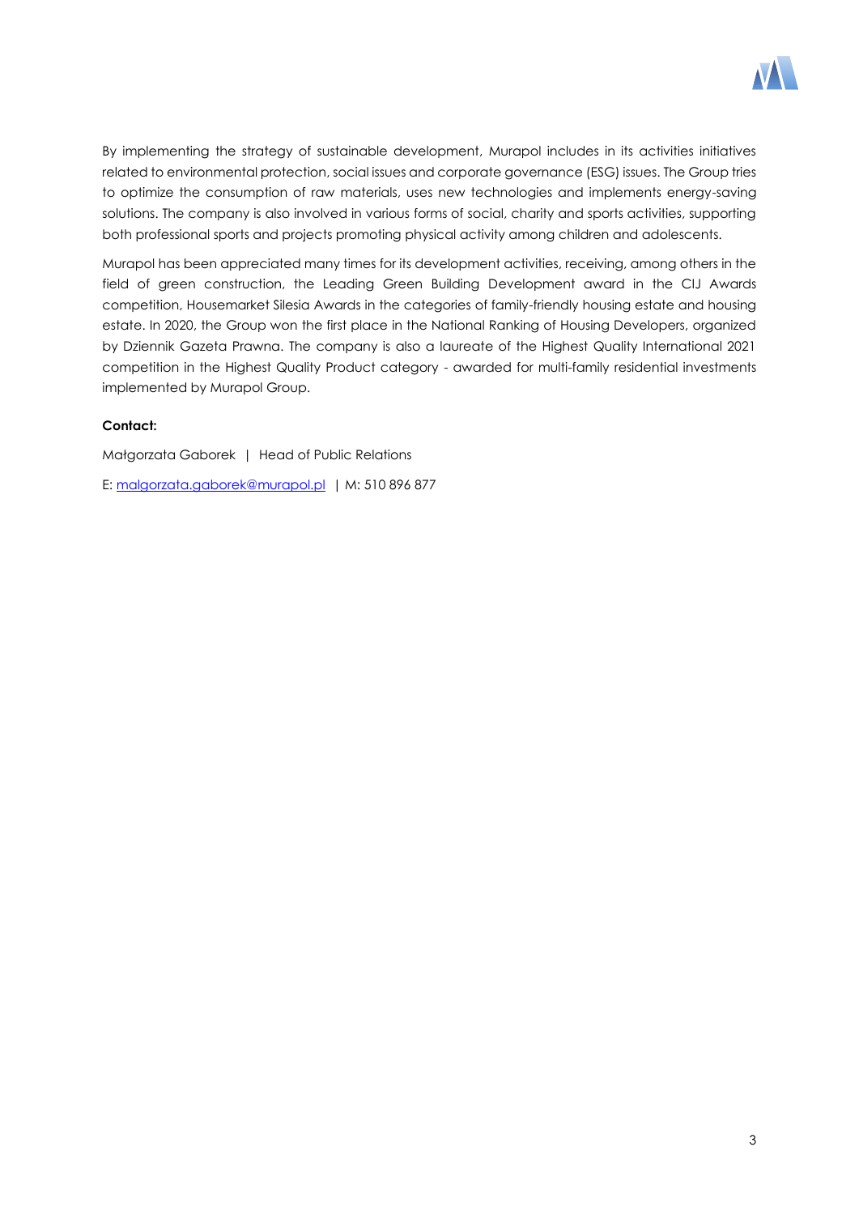By implementing the strategy of sustainable development, Murapol includes in its activities initiatives related to environmental protection, social issues and corporate governance (ESG) issues. The Group tries to optimize the consumption of raw materials, uses new technologies and implements energy-saving solutions. The company is also involved in various forms of social, charity and sports activities, supporting both professional sports and projects promoting physical activity among children and adolescents.

Murapol has been appreciated many times for its development activities, receiving, among others in the field of green construction, the Leading Green Building Development award in the CIJ Awards competition, Housemarket Silesia Awards in the categories of family-friendly housing estate and housing estate. In 2020, the Group won the first place in the National Ranking of Housing Developers, organized by Dziennik Gazeta Prawna. The company is also a laureate of the Highest Quality International 2021 competition in the Highest Quality Product category - awarded for multi-family residential investments implemented by Murapol Group.

**Contact:**

Małgorzata Gaborek | Head of Public Relations

E: malgorzata.gaborek@murapol.pl | M: 510 896 877